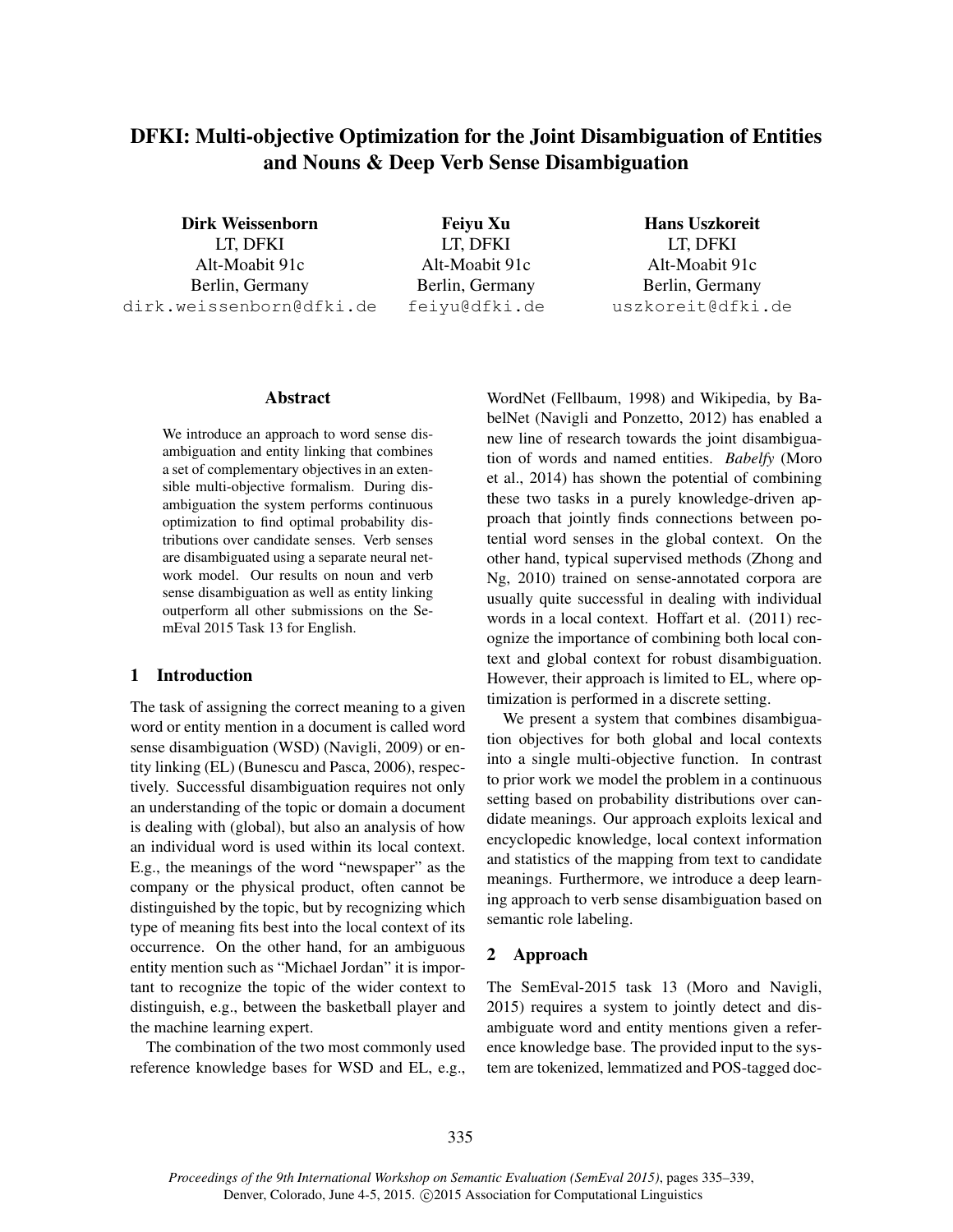# DFKI: Multi-objective Optimization for the Joint Disambiguation of Entities and Nouns & Deep Verb Sense Disambiguation

**Dirk Weissenborn**
LT, DFKI
Alt-Moabit 91c
Berlin, Germany
dirk.weissenborn@dfki.de

**Feiyu Xu**
LT, DFKI
Alt-Moabit 91c
Berlin, Germany
feiyu@dfki.de

**Hans Uszkoreit**
LT, DFKI
Alt-Moabit 91c
Berlin, Germany
uszkoreit@dfki.de

## Abstract

We introduce an approach to word sense disambiguation and entity linking that combines a set of complementary objectives in an extensible multi-objective formalism. During disambiguation the system performs continuous optimization to find optimal probability distributions over candidate senses. Verb senses are disambiguated using a separate neural network model. Our results on noun and verb sense disambiguation as well as entity linking outperform all other submissions on the SemEval 2015 Task 13 for English.

## 1 Introduction

The task of assigning the correct meaning to a given word or entity mention in a document is called word sense disambiguation (WSD) (Navigli, 2009) or entity linking (EL) (Bunescu and Pasca, 2006), respectively. Successful disambiguation requires not only an understanding of the topic or domain a document is dealing with (global), but also an analysis of how an individual word is used within its local context. E.g., the meanings of the word "newspaper" as the company or the physical product, often cannot be distinguished by the topic, but by recognizing which type of meaning fits best into the local context of its occurrence. On the other hand, for an ambiguous entity mention such as "Michael Jordan" it is important to recognize the topic of the wider context to distinguish, e.g., between the basketball player and the machine learning expert.

The combination of the two most commonly used reference knowledge bases for WSD and EL, e.g., WordNet (Fellbaum, 1998) and Wikipedia, by BabelNet (Navigli and Ponzetto, 2012) has enabled a new line of research towards the joint disambiguation of words and named entities. *Babelfy* (Moro et al., 2014) has shown the potential of combining these two tasks in a purely knowledge-driven approach that jointly finds connections between potential word senses in the global context. On the other hand, typical supervised methods (Zhong and Ng, 2010) trained on sense-annotated corpora are usually quite successful in dealing with individual words in a local context. Hoffart et al. (2011) recognize the importance of combining both local context and global context for robust disambiguation. However, their approach is limited to EL, where optimization is performed in a discrete setting.

We present a system that combines disambiguation objectives for both global and local contexts into a single multi-objective function. In contrast to prior work we model the problem in a continuous setting based on probability distributions over candidate meanings. Our approach exploits lexical and encyclopedic knowledge, local context information and statistics of the mapping from text to candidate meanings. Furthermore, we introduce a deep learning approach to verb sense disambiguation based on semantic role labeling.

## 2 Approach

The SemEval-2015 task 13 (Moro and Navigli, 2015) requires a system to jointly detect and disambiguate word and entity mentions given a reference knowledge base. The provided input to the system are tokenized, lemmatized and POS-tagged doc-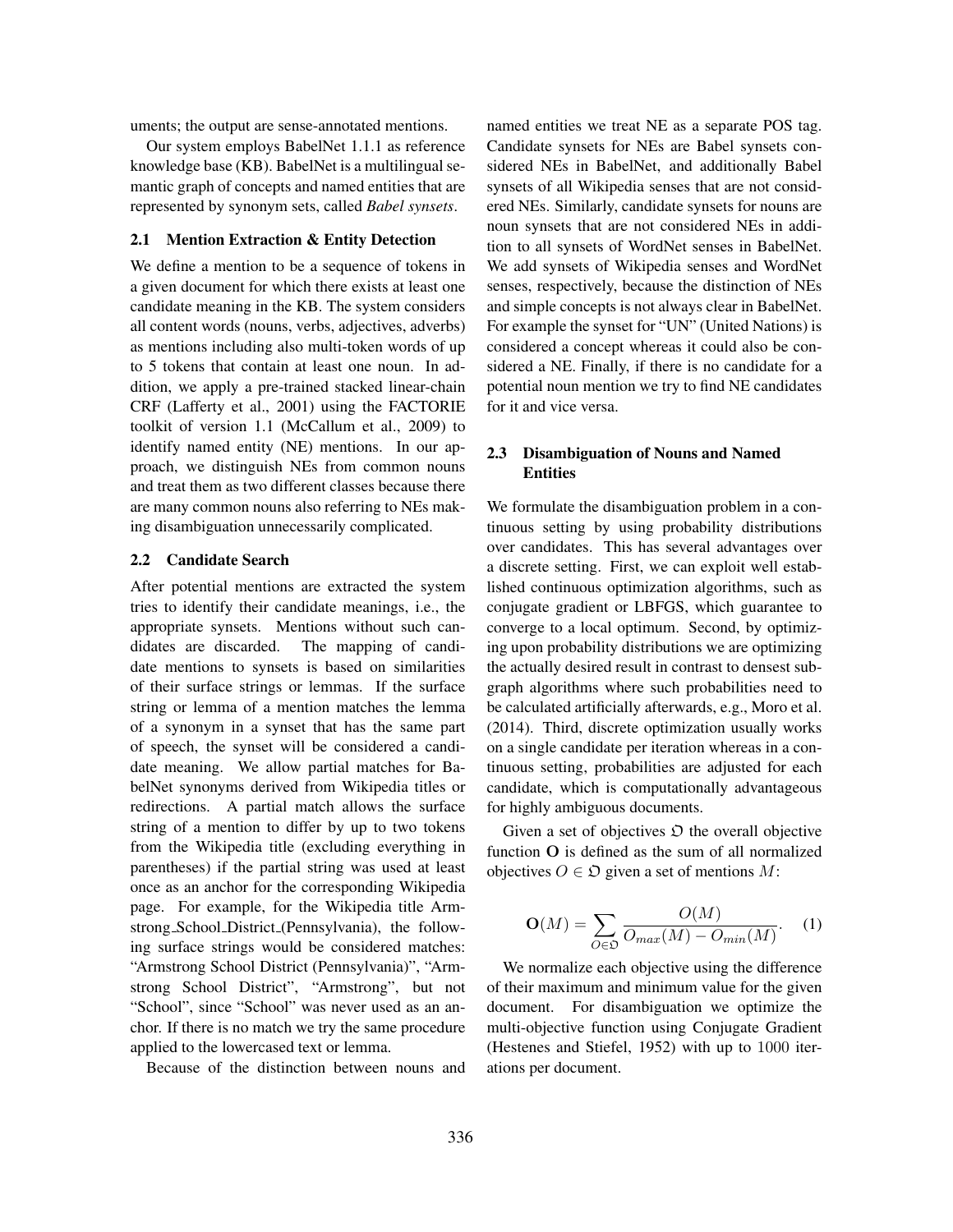uments; the output are sense-annotated mentions.

Our system employs BabelNet 1.1.1 as reference knowledge base (KB). BabelNet is a multilingual semantic graph of concepts and named entities that are represented by synonym sets, called *Babel synsets*.

### 2.1 Mention Extraction & Entity Detection

We define a mention to be a sequence of tokens in a given document for which there exists at least one candidate meaning in the KB. The system considers all content words (nouns, verbs, adjectives, adverbs) as mentions including also multi-token words of up to 5 tokens that contain at least one noun. In addition, we apply a pre-trained stacked linear-chain CRF (Lafferty et al., 2001) using the FACTORIE toolkit of version 1.1 (McCallum et al., 2009) to identify named entity (NE) mentions. In our approach, we distinguish NEs from common nouns and treat them as two different classes because there are many common nouns also referring to NEs making disambiguation unnecessarily complicated.

### 2.2 Candidate Search

After potential mentions are extracted the system tries to identify their candidate meanings, i.e., the appropriate synsets. Mentions without such candidates are discarded. The mapping of candidate mentions to synsets is based on similarities of their surface strings or lemmas. If the surface string or lemma of a mention matches the lemma of a synonym in a synset that has the same part of speech, the synset will be considered a candidate meaning. We allow partial matches for BabelNet synonyms derived from Wikipedia titles or redirections. A partial match allows the surface string of a mention to differ by up to two tokens from the Wikipedia title (excluding everything in parentheses) if the partial string was used at least once as an anchor for the corresponding Wikipedia page. For example, for the Wikipedia title Armstrong_School_District_(Pennsylvania), the following surface strings would be considered matches: "Armstrong School District (Pennsylvania)", "Armstrong School District", "Armstrong", but not "School", since "School" was never used as an anchor. If there is no match we try the same procedure applied to the lowercased text or lemma.

Because of the distinction between nouns and named entities we treat NE as a separate POS tag. Candidate synsets for NEs are Babel synsets considered NEs in BabelNet, and additionally Babel synsets of all Wikipedia senses that are not considered NEs. Similarly, candidate synsets for nouns are noun synsets that are not considered NEs in addition to all synsets of WordNet senses in BabelNet. We add synsets of Wikipedia senses and WordNet senses, respectively, because the distinction of NEs and simple concepts is not always clear in BabelNet. For example the synset for "UN" (United Nations) is considered a concept whereas it could also be considered a NE. Finally, if there is no candidate for a potential noun mention we try to find NE candidates for it and vice versa.

### 2.3 Disambiguation of Nouns and Named Entities

We formulate the disambiguation problem in a continuous setting by using probability distributions over candidates. This has several advantages over a discrete setting. First, we can exploit well established continuous optimization algorithms, such as conjugate gradient or LBFGS, which guarantee to converge to a local optimum. Second, by optimizing upon probability distributions we are optimizing the actually desired result in contrast to densest subgraph algorithms where such probabilities need to be calculated artificially afterwards, e.g., Moro et al. (2014). Third, discrete optimization usually works on a single candidate per iteration whereas in a continuous setting, probabilities are adjusted for each candidate, which is computationally advantageous for highly ambiguous documents.

Given a set of objectives $\mathfrak{O}$ the overall objective function $\mathbf{O}$ is defined as the sum of all normalized objectives $O \in \mathfrak{O}$ given a set of mentions $M$:

$$\mathbf{O}(M) = \sum_{O \in \mathfrak{O}} \frac{O(M)}{O_{max}(M) - O_{min}(M)}. \quad (1)$$

We normalize each objective using the difference of their maximum and minimum value for the given document. For disambiguation we optimize the multi-objective function using Conjugate Gradient (Hestenes and Stiefel, 1952) with up to 1000 iterations per document.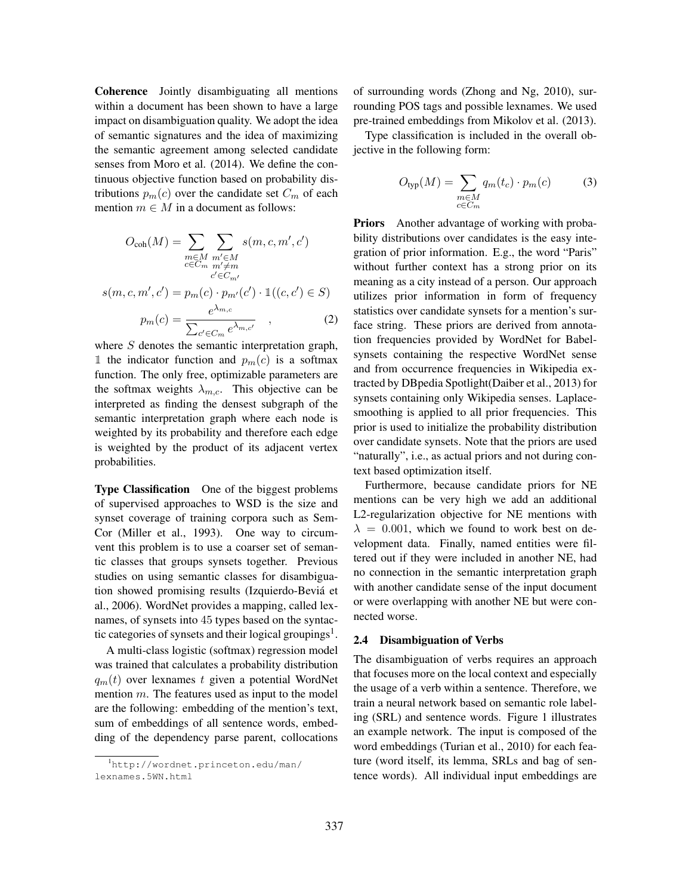**Coherence** Jointly disambiguating all mentions within a document has been shown to have a large impact on disambiguation quality. We adopt the idea of semantic signatures and the idea of maximizing the semantic agreement among selected candidate senses from Moro et al. (2014). We define the continuous objective function based on probability distributions $p_m(c)$ over the candidate set $C_m$ of each mention $m \in M$ in a document as follows:

$$
\begin{aligned}
O_{\text{coh}}(M) &= \sum_{\substack{m \in M \\ c \in C_m}} \sum_{\substack{m' \in M \\ m' \neq m \\ c' \in C_{m'}}} s(m, c, m', c') \\
s(m, c, m', c') &= p_m(c) \cdot p_{m'}(c') \cdot \mathbb{1}((c, c') \in S) \\
p_m(c) &= \frac{e^{\lambda_{m,c}}}{\sum_{c' \in C_m} e^{\lambda_{m,c'}}} \quad , \qquad (2)
\end{aligned}
$$

where $S$ denotes the semantic interpretation graph, $\mathbb{1}$ the indicator function and $p_m(c)$ is a softmax function. The only free, optimizable parameters are the softmax weights $\lambda_{m,c}$. This objective can be interpreted as finding the densest subgraph of the semantic interpretation graph where each node is weighted by its probability and therefore each edge is weighted by the product of its adjacent vertex probabilities.

**Type Classification** One of the biggest problems of supervised approaches to WSD is the size and synset coverage of training corpora such as SemCor (Miller et al., 1993). One way to circumvent this problem is to use a coarser set of semantic classes that groups synsets together. Previous studies on using semantic classes for disambiguation showed promising results (Izquierdo-Beviá et al., 2006). WordNet provides a mapping, called lexnames, of synsets into 45 types based on the syntactic categories of synsets and their logical groupings[1].

A multi-class logistic (softmax) regression model was trained that calculates a probability distribution $q_m(t)$ over lexnames $t$ given a potential WordNet mention $m$. The features used as input to the model are the following: embedding of the mention's text, sum of embeddings of all sentence words, embedding of the dependency parse parent, collocations of surrounding words (Zhong and Ng, 2010), surrounding POS tags and possible lexnames. We used pre-trained embeddings from Mikolov et al. (2013).

Type classification is included in the overall objective in the following form:

$$
O_{\text{typ}}(M) = \sum_{\substack{m \in M \\ c \in C_m}} q_m(t_c) \cdot p_m(c) \qquad (3)
$$

**Priors** Another advantage of working with probability distributions over candidates is the easy integration of prior information. E.g., the word "Paris" without further context has a strong prior on its meaning as a city instead of a person. Our approach utilizes prior information in form of frequency statistics over candidate synsets for a mention's surface string. These priors are derived from annotation frequencies provided by WordNet for Babelsynsets containing the respective WordNet sense and from occurrence frequencies in Wikipedia extracted by DBpedia Spotlight(Daiber et al., 2013) for synsets containing only Wikipedia senses. Laplace-smoothing is applied to all prior frequencies. This prior is used to initialize the probability distribution over candidate synsets. Note that the priors are used "naturally", i.e., as actual priors and not during context based optimization itself.

Furthermore, because candidate priors for NE mentions can be very high we add an additional L2-regularization objective for NE mentions with $\lambda = 0.001$, which we found to work best on development data. Finally, named entities were filtered out if they were included in another NE, had no connection in the semantic interpretation graph with another candidate sense of the input document or were overlapping with another NE but were connected worse.

### 2.4 Disambiguation of Verbs

The disambiguation of verbs requires an approach that focuses more on the local context and especially the usage of a verb within a sentence. Therefore, we train a neural network based on semantic role labeling (SRL) and sentence words. Figure 1 illustrates an example network. The input is composed of the word embeddings (Turian et al., 2010) for each feature (word itself, its lemma, SRLs and bag of sentence words). All individual input embeddings are

[1] http://wordnet.princeton.edu/man/lexnames.5WN.html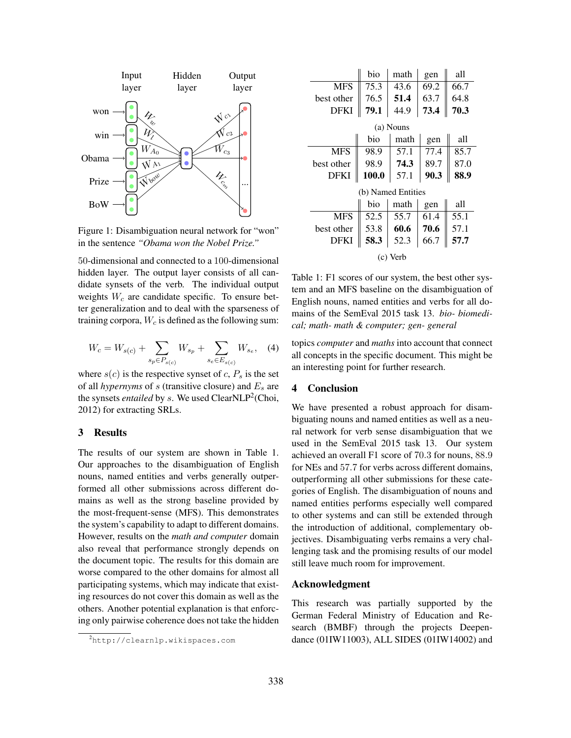Figure 1: Disambiguation neural network for "won" in the sentence *"Obama won the Nobel Prize."*

50-dimensional and connected to a 100-dimensional hidden layer. The output layer consists of all candidate synsets of the verb. The individual output weights $W_c$ are candidate specific. To ensure better generalization and to deal with the sparseness of training corpora, $W_c$ is defined as the following sum:

$$W_c = W_{s(c)} + \sum_{s_p \in P_{s(c)}} W_{s_p} + \sum_{s_e \in E_{s(c)}} W_{s_e}, \quad (4)$$

where $s(c)$ is the respective synset of $c$, $P_s$ is the set of all *hypernyms* of $s$ (transitive closure) and $E_s$ are the synsets *entailed* by $s$. We used ClearNLP[2](Choi, 2012) for extracting SRLs.

## 3 Results

The results of our system are shown in Table 1. Our approaches to the disambiguation of English nouns, named entities and verbs generally outperformed all other submissions across different domains as well as the strong baseline provided by the most-frequent-sense (MFS). This demonstrates the system's capability to adapt to different domains. However, results on the *math and computer* domain also reveal that performance strongly depends on the document topic. The results for this domain are worse compared to the other domains for almost all participating systems, which may indicate that existing resources do not cover this domain as well as the others. Another potential explanation is that enforcing only pairwise coherence does not take the hidden topics *computer* and *maths* into account that connect all concepts in the specific document. This might be an interesting point for further research.

[2]http://clearnlp.wikispaces.com

| | bio | math | gen | all |
|---|---|---|---|---|
| MFS | 75.3 | 43.6 | 69.2 | 66.7 |
| best other | 76.5 | **51.4** | 63.7 | 64.8 |
| DFKI | **79.1** | 44.9 | **73.4** | **70.3** |

(a) Nouns

| | bio | math | gen | all |
|---|---|---|---|---|
| MFS | 98.9 | 57.1 | 77.4 | 85.7 |
| best other | 98.9 | **74.3** | 89.7 | 87.0 |
| DFKI | **100.0** | 57.1 | **90.3** | **88.9** |

(b) Named Entities

| | bio | math | gen | all |
|---|---|---|---|---|
| MFS | 52.5 | 55.7 | 61.4 | 55.1 |
| best other | 53.8 | **60.6** | **70.6** | 57.1 |
| DFKI | **58.3** | 52.3 | 66.7 | **57.7** |

(c) Verb

Table 1: F1 scores of our system, the best other system and an MFS baseline on the disambiguation of English nouns, named entities and verbs for all domains of the SemEval 2015 task 13. *bio- biomedical; math- math & computer; gen- general*

## 4 Conclusion

We have presented a robust approach for disambiguating nouns and named entities as well as a neural network for verb sense disambiguation that we used in the SemEval 2015 task 13. Our system achieved an overall F1 score of 70.3 for nouns, 88.9 for NEs and 57.7 for verbs across different domains, outperforming all other submissions for these categories of English. The disambiguation of nouns and named entities performs especially well compared to other systems and can still be extended through the introduction of additional, complementary objectives. Disambiguating verbs remains a very challenging task and the promising results of our model still leave much room for improvement.

## Acknowledgment

This research was partially supported by the German Federal Ministry of Education and Research (BMBF) through the projects Deependance (01IW11003), ALL SIDES (01IW14002) and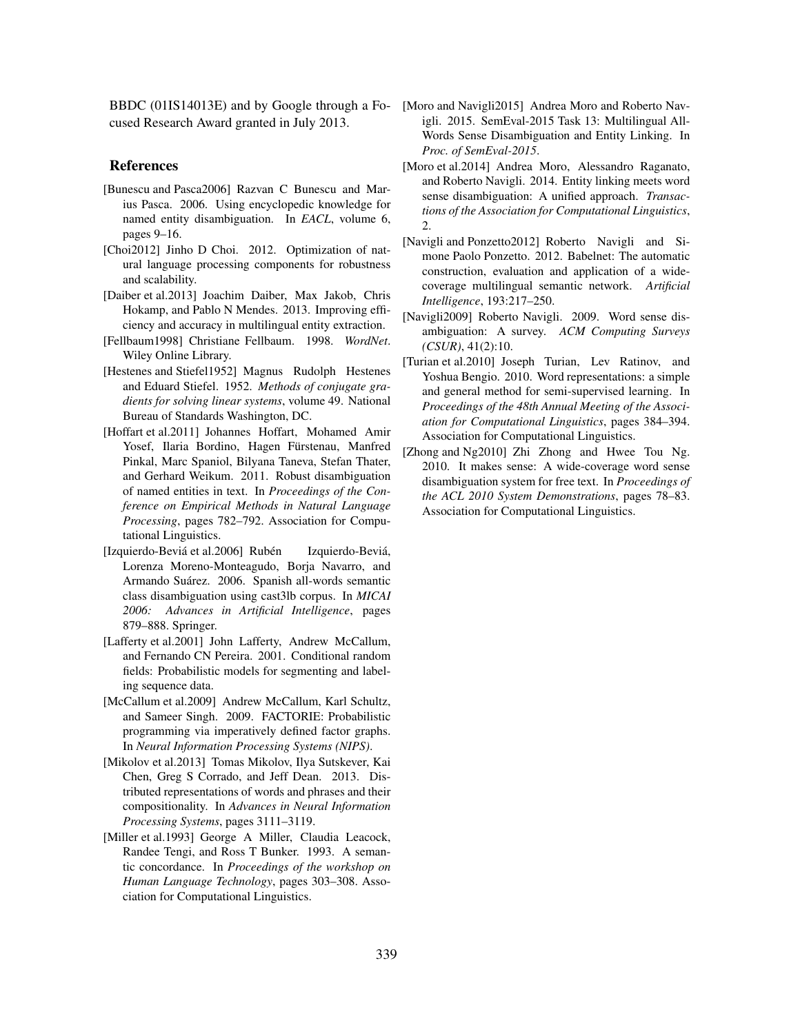BBDC (01IS14013E) and by Google through a Focused Research Award granted in July 2013.

## References

[Bunescu and Pasca2006] Razvan C Bunescu and Marius Pasca. 2006. Using encyclopedic knowledge for named entity disambiguation. In *EACL*, volume 6, pages 9–16.

[Choi2012] Jinho D Choi. 2012. Optimization of natural language processing components for robustness and scalability.

[Daiber et al.2013] Joachim Daiber, Max Jakob, Chris Hokamp, and Pablo N Mendes. 2013. Improving efficiency and accuracy in multilingual entity extraction.

[Fellbaum1998] Christiane Fellbaum. 1998. *WordNet*. Wiley Online Library.

[Hestenes and Stiefel1952] Magnus Rudolph Hestenes and Eduard Stiefel. 1952. *Methods of conjugate gradients for solving linear systems*, volume 49. National Bureau of Standards Washington, DC.

[Hoffart et al.2011] Johannes Hoffart, Mohamed Amir Yosef, Ilaria Bordino, Hagen Fürstenau, Manfred Pinkal, Marc Spaniol, Bilyana Taneva, Stefan Thater, and Gerhard Weikum. 2011. Robust disambiguation of named entities in text. In *Proceedings of the Conference on Empirical Methods in Natural Language Processing*, pages 782–792. Association for Computational Linguistics.

[Izquierdo-Beviá et al.2006] Rubén Izquierdo-Beviá, Lorenza Moreno-Monteagudo, Borja Navarro, and Armando Suárez. 2006. Spanish all-words semantic class disambiguation using cast3lb corpus. In *MICAI 2006: Advances in Artificial Intelligence*, pages 879–888. Springer.

[Lafferty et al.2001] John Lafferty, Andrew McCallum, and Fernando CN Pereira. 2001. Conditional random fields: Probabilistic models for segmenting and labeling sequence data.

[McCallum et al.2009] Andrew McCallum, Karl Schultz, and Sameer Singh. 2009. FACTORIE: Probabilistic programming via imperatively defined factor graphs. In *Neural Information Processing Systems (NIPS)*.

[Mikolov et al.2013] Tomas Mikolov, Ilya Sutskever, Kai Chen, Greg S Corrado, and Jeff Dean. 2013. Distributed representations of words and phrases and their compositionality. In *Advances in Neural Information Processing Systems*, pages 3111–3119.

[Miller et al.1993] George A Miller, Claudia Leacock, Randee Tengi, and Ross T Bunker. 1993. A semantic concordance. In *Proceedings of the workshop on Human Language Technology*, pages 303–308. Association for Computational Linguistics.

[Moro and Navigli2015] Andrea Moro and Roberto Navigli. 2015. SemEval-2015 Task 13: Multilingual All-Words Sense Disambiguation and Entity Linking. In *Proc. of SemEval-2015*.

[Moro et al.2014] Andrea Moro, Alessandro Raganato, and Roberto Navigli. 2014. Entity linking meets word sense disambiguation: A unified approach. *Transactions of the Association for Computational Linguistics*, 2.

[Navigli and Ponzetto2012] Roberto Navigli and Simone Paolo Ponzetto. 2012. Babelnet: The automatic construction, evaluation and application of a wide-coverage multilingual semantic network. *Artificial Intelligence*, 193:217–250.

[Navigli2009] Roberto Navigli. 2009. Word sense disambiguation: A survey. *ACM Computing Surveys (CSUR)*, 41(2):10.

[Turian et al.2010] Joseph Turian, Lev Ratinov, and Yoshua Bengio. 2010. Word representations: a simple and general method for semi-supervised learning. In *Proceedings of the 48th Annual Meeting of the Association for Computational Linguistics*, pages 384–394. Association for Computational Linguistics.

[Zhong and Ng2010] Zhi Zhong and Hwee Tou Ng. 2010. It makes sense: A wide-coverage word sense disambiguation system for free text. In *Proceedings of the ACL 2010 System Demonstrations*, pages 78–83. Association for Computational Linguistics.